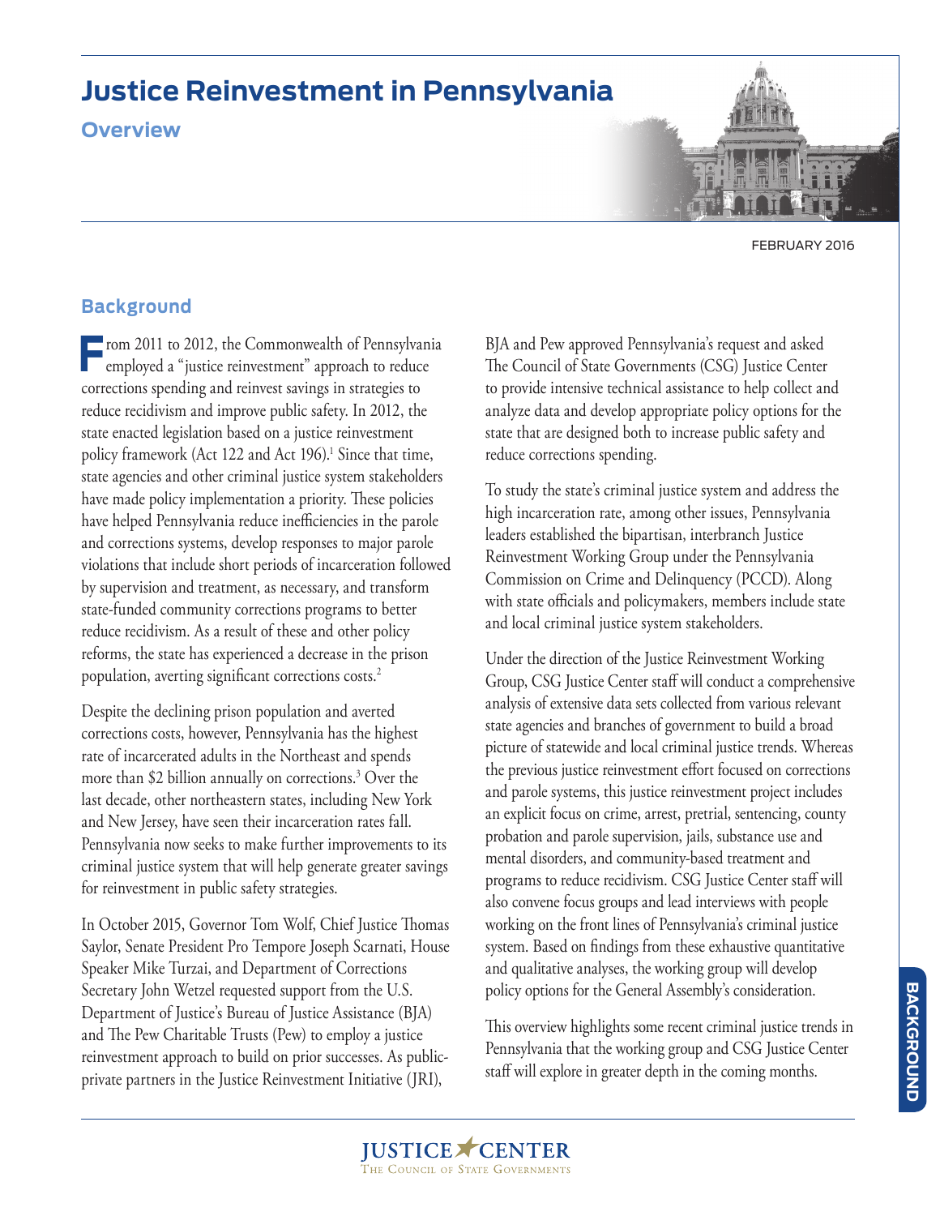# Justice Reinvestment in Pennsylvania

## Overview

FEBRUARY 2016

## Background

From 2011 to 2012, the Commonwealth of Pennsylvania employed a "justice reinvestment" approach to reduce corrections spending and reinvest savings in strategies to reduce recidivism and improve public safety. In 2012, the state enacted legislation based on a justice reinvestment policy framework (Act 122 and Act 196).[1] Since that time, state agencies and other criminal justice system stakeholders have made policy implementation a priority. These policies have helped Pennsylvania reduce inefficiencies in the parole and corrections systems, develop responses to major parole violations that include short periods of incarceration followed by supervision and treatment, as necessary, and transform state-funded community corrections programs to better reduce recidivism. As a result of these and other policy reforms, the state has experienced a decrease in the prison population, averting significant corrections costs.[2]

Despite the declining prison population and averted corrections costs, however, Pennsylvania has the highest rate of incarcerated adults in the Northeast and spends more than $2 billion annually on corrections.[3] Over the last decade, other northeastern states, including New York and New Jersey, have seen their incarceration rates fall. Pennsylvania now seeks to make further improvements to its criminal justice system that will help generate greater savings for reinvestment in public safety strategies.

In October 2015, Governor Tom Wolf, Chief Justice Thomas Saylor, Senate President Pro Tempore Joseph Scarnati, House Speaker Mike Turzai, and Department of Corrections Secretary John Wetzel requested support from the U.S. Department of Justice's Bureau of Justice Assistance (BJA) and The Pew Charitable Trusts (Pew) to employ a justice reinvestment approach to build on prior successes. As public-private partners in the Justice Reinvestment Initiative (JRI), BJA and Pew approved Pennsylvania's request and asked The Council of State Governments (CSG) Justice Center to provide intensive technical assistance to help collect and analyze data and develop appropriate policy options for the state that are designed both to increase public safety and reduce corrections spending.

To study the state's criminal justice system and address the high incarceration rate, among other issues, Pennsylvania leaders established the bipartisan, interbranch Justice Reinvestment Working Group under the Pennsylvania Commission on Crime and Delinquency (PCCD). Along with state officials and policymakers, members include state and local criminal justice system stakeholders.

Under the direction of the Justice Reinvestment Working Group, CSG Justice Center staff will conduct a comprehensive analysis of extensive data sets collected from various relevant state agencies and branches of government to build a broad picture of statewide and local criminal justice trends. Whereas the previous justice reinvestment effort focused on corrections and parole systems, this justice reinvestment project includes an explicit focus on crime, arrest, pretrial, sentencing, county probation and parole supervision, jails, substance use and mental disorders, and community-based treatment and programs to reduce recidivism. CSG Justice Center staff will also convene focus groups and lead interviews with people working on the front lines of Pennsylvania's criminal justice system. Based on findings from these exhaustive quantitative and qualitative analyses, the working group will develop policy options for the General Assembly's consideration.

This overview highlights some recent criminal justice trends in Pennsylvania that the working group and CSG Justice Center staff will explore in greater depth in the coming months.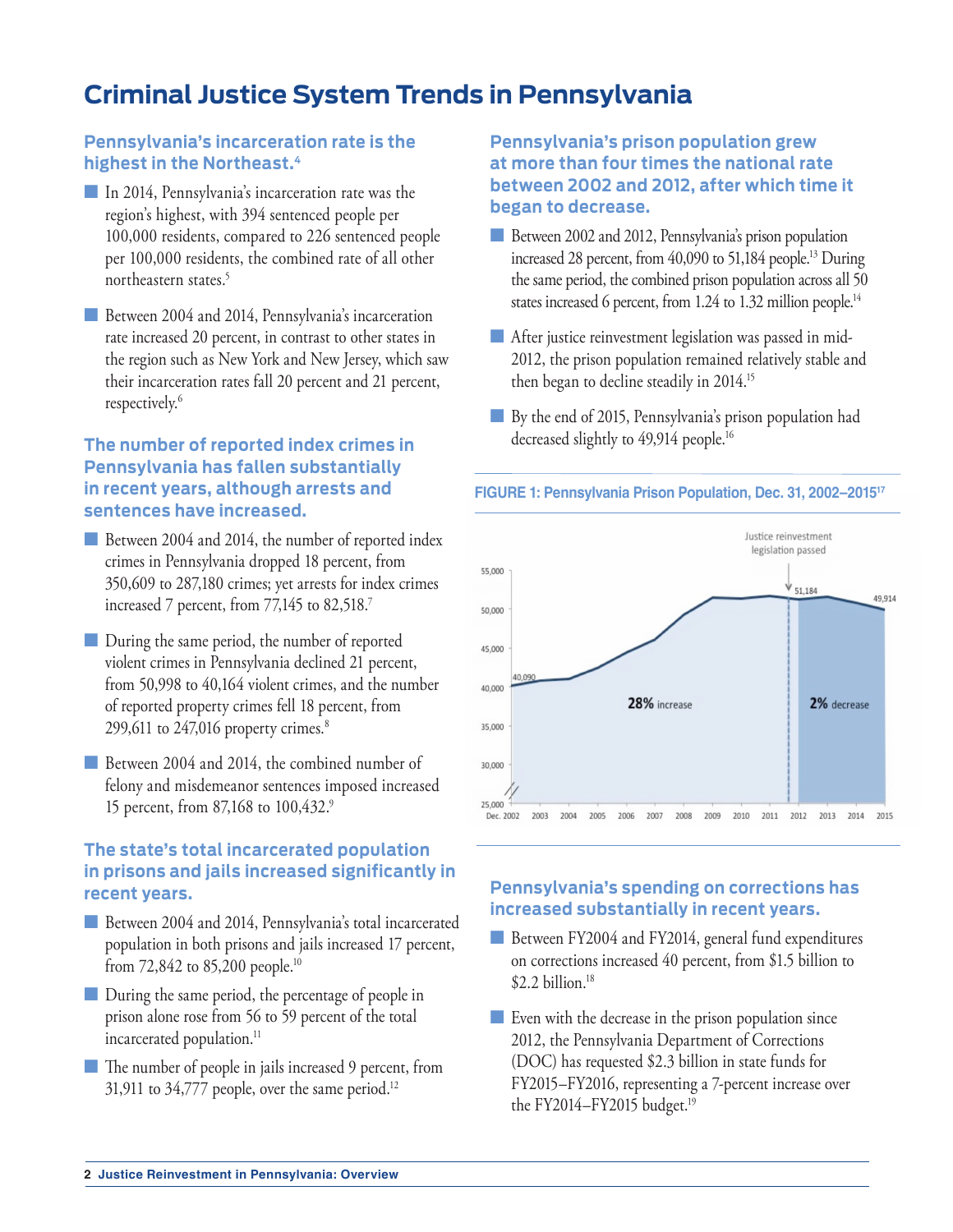# Criminal Justice System Trends in Pennsylvania

## Pennsylvania's incarceration rate is the highest in the Northeast.[4]

- In 2014, Pennsylvania's incarceration rate was the region's highest, with 394 sentenced people per 100,000 residents, compared to 226 sentenced people per 100,000 residents, the combined rate of all other northeastern states.[5]
- Between 2004 and 2014, Pennsylvania's incarceration rate increased 20 percent, in contrast to other states in the region such as New York and New Jersey, which saw their incarceration rates fall 20 percent and 21 percent, respectively.[6]

## The number of reported index crimes in Pennsylvania has fallen substantially in recent years, although arrests and sentences have increased.

- Between 2004 and 2014, the number of reported index crimes in Pennsylvania dropped 18 percent, from 350,609 to 287,180 crimes; yet arrests for index crimes increased 7 percent, from 77,145 to 82,518.[7]
- During the same period, the number of reported violent crimes in Pennsylvania declined 21 percent, from 50,998 to 40,164 violent crimes, and the number of reported property crimes fell 18 percent, from 299,611 to 247,016 property crimes.[8]
- Between 2004 and 2014, the combined number of felony and misdemeanor sentences imposed increased 15 percent, from 87,168 to 100,432.[9]

## The state's total incarcerated population in prisons and jails increased significantly in recent years.

- Between 2004 and 2014, Pennsylvania's total incarcerated population in both prisons and jails increased 17 percent, from 72,842 to 85,200 people.[10]
- During the same period, the percentage of people in prison alone rose from 56 to 59 percent of the total incarcerated population.[11]
- The number of people in jails increased 9 percent, from 31,911 to 34,777 people, over the same period.[12]

## Pennsylvania's prison population grew at more than four times the national rate between 2002 and 2012, after which time it began to decrease.

- Between 2002 and 2012, Pennsylvania's prison population increased 28 percent, from 40,090 to 51,184 people.[13] During the same period, the combined prison population across all 50 states increased 6 percent, from 1.24 to 1.32 million people.[14]
- After justice reinvestment legislation was passed in mid-2012, the prison population remained relatively stable and then began to decline steadily in 2014.[15]
- By the end of 2015, Pennsylvania's prison population had decreased slightly to 49,914 people.[16]

**FIGURE 1: Pennsylvania Prison Population, Dec. 31, 2002–2015[17]**

Justice reinvestment legislation passed

40,090 | 51,184 | 49,914

28% increase | 2% decrease

Dec. 2002, 2003, 2004, 2005, 2006, 2007, 2008, 2009, 2010, 2011, 2012, 2013, 2014, 2015

## Pennsylvania's spending on corrections has increased substantially in recent years.

- Between FY2004 and FY2014, general fund expenditures on corrections increased 40 percent, from $1.5 billion to $2.2 billion.[18]
- Even with the decrease in the prison population since 2012, the Pennsylvania Department of Corrections (DOC) has requested $2.3 billion in state funds for FY2015–FY2016, representing a 7-percent increase over the FY2014–FY2015 budget.[19]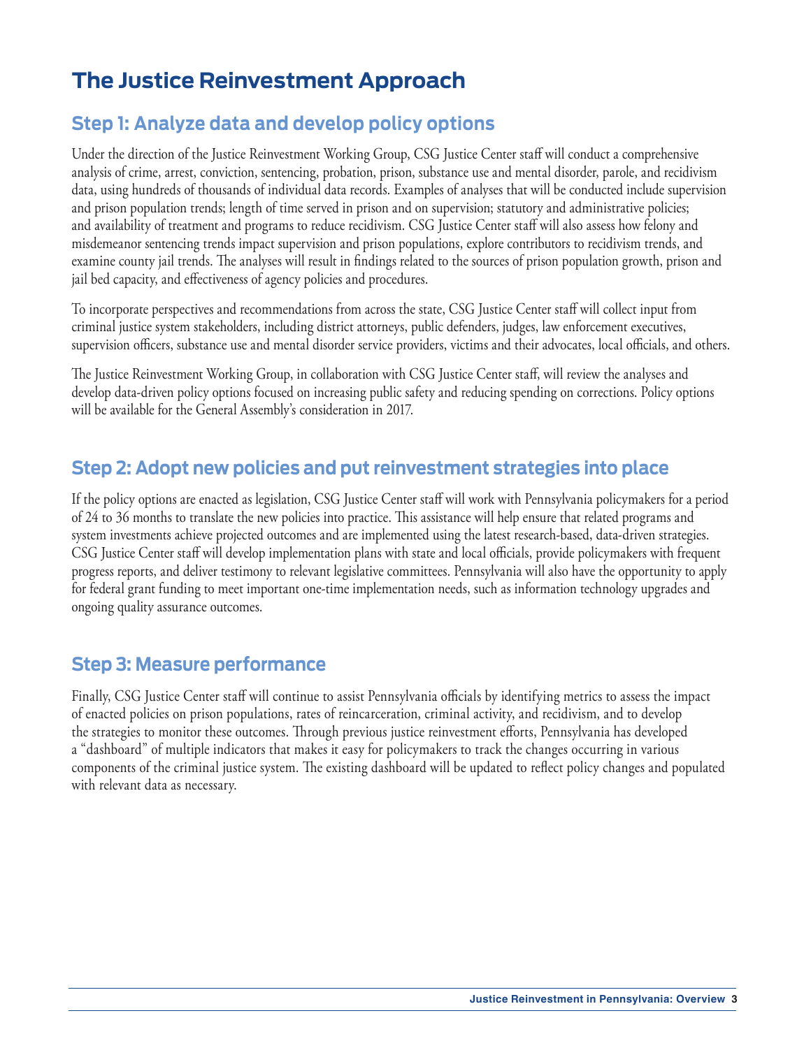# The Justice Reinvestment Approach

## Step 1: Analyze data and develop policy options

Under the direction of the Justice Reinvestment Working Group, CSG Justice Center staff will conduct a comprehensive analysis of crime, arrest, conviction, sentencing, probation, prison, substance use and mental disorder, parole, and recidivism data, using hundreds of thousands of individual data records. Examples of analyses that will be conducted include supervision and prison population trends; length of time served in prison and on supervision; statutory and administrative policies; and availability of treatment and programs to reduce recidivism. CSG Justice Center staff will also assess how felony and misdemeanor sentencing trends impact supervision and prison populations, explore contributors to recidivism trends, and examine county jail trends. The analyses will result in findings related to the sources of prison population growth, prison and jail bed capacity, and effectiveness of agency policies and procedures.

To incorporate perspectives and recommendations from across the state, CSG Justice Center staff will collect input from criminal justice system stakeholders, including district attorneys, public defenders, judges, law enforcement executives, supervision officers, substance use and mental disorder service providers, victims and their advocates, local officials, and others.

The Justice Reinvestment Working Group, in collaboration with CSG Justice Center staff, will review the analyses and develop data-driven policy options focused on increasing public safety and reducing spending on corrections. Policy options will be available for the General Assembly's consideration in 2017.

## Step 2: Adopt new policies and put reinvestment strategies into place

If the policy options are enacted as legislation, CSG Justice Center staff will work with Pennsylvania policymakers for a period of 24 to 36 months to translate the new policies into practice. This assistance will help ensure that related programs and system investments achieve projected outcomes and are implemented using the latest research-based, data-driven strategies. CSG Justice Center staff will develop implementation plans with state and local officials, provide policymakers with frequent progress reports, and deliver testimony to relevant legislative committees. Pennsylvania will also have the opportunity to apply for federal grant funding to meet important one-time implementation needs, such as information technology upgrades and ongoing quality assurance outcomes.

## Step 3: Measure performance

Finally, CSG Justice Center staff will continue to assist Pennsylvania officials by identifying metrics to assess the impact of enacted policies on prison populations, rates of reincarceration, criminal activity, and recidivism, and to develop the strategies to monitor these outcomes. Through previous justice reinvestment efforts, Pennsylvania has developed a "dashboard" of multiple indicators that makes it easy for policymakers to track the changes occurring in various components of the criminal justice system. The existing dashboard will be updated to reflect policy changes and populated with relevant data as necessary.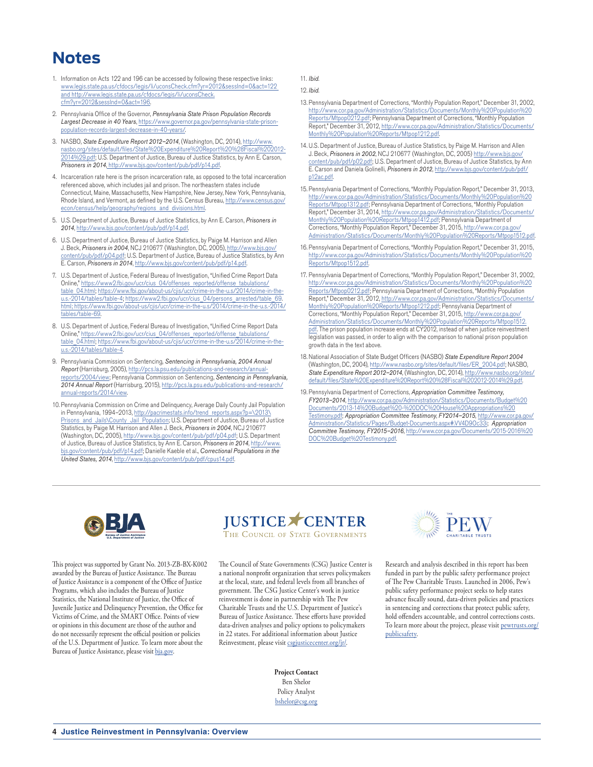# Notes

1. Information on Acts 122 and 196 can be accessed by following these respective links: www.legis.state.pa.us/cfdocs/legis/li/uconsCheck.cfm?yr=2012&sessInd=0&act=122 and http://www.legis.state.pa.us/cfdocs/legis/li/uconsCheck.cfm?yr=2012&sessInd=0&act=196.
2. Pennsylvania Office of the Governor, *Pennsylvania State Prison Population Records Largest Decrease in 40 Years*, https://www.governor.pa.gov/pennsylvania-state-prison-population-records-largest-decrease-in-40-years/.
3. NASBO, *State Expenditure Report 2012–2014*, (Washington, DC, 2014), http://www.nasbo.org/sites/default/files/State%20Expenditure%20Report%20%28Fiscal%202012-2014%29.pdf; U.S. Department of Justice, Bureau of Justice Statistics, by Ann E. Carson, *Prisoners in 2014*, http://www.bjs.gov/content/pub/pdf/p14.pdf.
4. Incarceration rate here is the prison incarceration rate, as opposed to the total incarceration referenced above, which includes jail and prison. The northeastern states include Connecticut, Maine, Massachusetts, New Hampshire, New Jersey, New York, Pennsylvania, Rhode Island, and Vermont, as defined by the U.S. Census Bureau, http://www.census.gov/econ/census/help/geography/regions_and_divisions.html.
5. U.S. Department of Justice, Bureau of Justice Statistics, by Ann E. Carson, *Prisoners in 2014*, http://www.bjs.gov/content/pub/pdf/p14.pdf.
6. U.S. Department of Justice, Bureau of Justice Statistics, by Paige M. Harrison and Allen J. Beck, *Prisoners in 2004*, NCJ 210677 (Washington, DC, 2005), http://www.bjs.gov/content/pub/pdf/p04.pdf; U.S. Department of Justice, Bureau of Justice Statistics, by Ann E. Carson, *Prisoners in 2014*, http://www.bjs.gov/content/pub/pdf/p14.pdf.
7. U.S. Department of Justice, Federal Bureau of Investigation, "Unified Crime Report Data Online," https://www2.fbi.gov/ucr/cius_04/offenses_reported/offense_tabulations/table_04.html; https://www.fbi.gov/about-us/cjis/ucr/crime-in-the-u.s/2014/crime-in-the-u.s.-2014/tables/table-4; https://www2.fbi.gov/ucr/cius_04/persons_arrested/table_69.html; https://www.fbi.gov/about-us/cjis/ucr/crime-in-the-u.s/2014/crime-in-the-u.s.-2014/tables/table-69.
8. U.S. Department of Justice, Federal Bureau of Investigation, "Unified Crime Report Data Online," https://www2.fbi.gov/ucr/cius_04/offenses_reported/offense_tabulations/table_04.html; https://www.fbi.gov/about-us/cjis/ucr/crime-in-the-u.s/2014/crime-in-the-u.s.-2014/tables/table-4.
9. Pennsylvania Commission on Sentencing, *Sentencing in Pennsylvania, 2004 Annual Report* (Harrisburg, 2005), http://pcs.la.psu.edu/publications-and-research/annual-reports/2004/view; Pennsylvania Commission on Sentencing, *Sentencing in Pennsylvania, 2014 Annual Report* (Harrisburg, 2015), http://pcs.la.psu.edu/publications-and-research/annual-reports/2014/view.
10. Pennsylvania Commission on Crime and Delinquency, Average Daily County Jail Population in Pennsylvania, 1994–2013, http://pacrimestats.info/trend_reports.aspx?p=\2013\Prisons_and_Jails\County_Jail_Population; U.S. Department of Justice, Bureau of Justice Statistics, by Paige M. Harrison and Allen J. Beck, *Prisoners in 2004*, NCJ 210677 (Washington, DC, 2005), http://www.bjs.gov/content/pub/pdf/p04.pdf; U.S. Department of Justice, Bureau of Justice Statistics, by Ann E. Carson, *Prisoners in 2014*, http://www.bjs.gov/content/pub/pdf/p14.pdf; Danielle Kaeble et al., *Correctional Populations in the United States, 2014*, http://www.bjs.gov/content/pub/pdf/cpus14.pdf.
11. *Ibid.*
12. *Ibid.*
13. Pennsylvania Department of Corrections, "Monthly Population Report," December 31, 2002, http://www.cor.pa.gov/Administration/Statistics/Documents/Monthly%20Population%20Reports/Mtpop0212.pdf; Pennsylvania Department of Corrections, "Monthly Population Report," December 31, 2012, http://www.cor.pa.gov/Administration/Statistics/Documents/Monthly%20Population%20Reports/Mtpop1212.pdf.
14. U.S. Department of Justice, Bureau of Justice Statistics, by Paige M. Harrison and Allen J. Beck, *Prisoners in 2002*, NCJ 210677 (Washington, DC, 2005) http://www.bjs.gov/content/pub/pdf/p02.pdf; U.S. Department of Justice, Bureau of Justice Statistics, by Ann E. Carson and Daniela Golinelli, *Prisoners in 2012*, http://www.bjs.gov/content/pub/pdf/p12ac.pdf.
15. Pennsylvania Department of Corrections, "Monthly Population Report," December 31, 2013, http://www.cor.pa.gov/Administration/Statistics/Documents/Monthly%20Population%20Reports/Mtpop1312.pdf; Pennsylvania Department of Corrections, "Monthly Population Report," December 31, 2014, http://www.cor.pa.gov/Administration/Statistics/Documents/Monthly%20Population%20Reports/Mtpop1412.pdf; Pennsylvania Department of Corrections, "Monthly Population Report," December 31, 2015, http://www.cor.pa.gov/Administration/Statistics/Documents/Monthly%20Population%20Reports/Mtpop1512.pdf.
16. Pennsylvania Department of Corrections, "Monthly Population Report," December 31, 2015, http://www.cor.pa.gov/Administration/Statistics/Documents/Monthly%20Population%20Reports/Mtpop1512.pdf.
17. Pennsylvania Department of Corrections, "Monthly Population Report," December 31, 2002, http://www.cor.pa.gov/Administration/Statistics/Documents/Monthly%20Population%20Reports/Mtpop0212.pdf; Pennsylvania Department of Corrections, "Monthly Population Report," December 31, 2012, http://www.cor.pa.gov/Administration/Statistics/Documents/Monthly%20Population%20Reports/Mtpop1212.pdf; Pennsylvania Department of Corrections, "Monthly Population Report," December 31, 2015, http://www.cor.pa.gov/Administration/Statistics/Documents/Monthly%20Population%20Reports/Mtpop1512.pdf. The prison population increase ends at CY2012, instead of when justice reinvestment legislation was passed, in order to align with the comparison to national prison population growth data in the text above.
18. National Association of State Budget Officers (NASBO) *State Expenditure Report 2004* (Washington, DC, 2004), http://www.nasbo.org/sites/default/files/ER_2004.pdf; NASBO, *State Expenditure Report 2012–2014*, (Washington, DC, 2014), http://www.nasbo.org/sites/default/files/State%20Expenditure%20Report%20%28Fiscal%202012-2014%29.pdf.
19. Pennsylvania Department of Corrections, *Appropriation Committee Testimony, FY2013–2014*, http://www.cor.pa.gov/Administration/Statistics/Documents/Budget%20Documents/2013-14%20Budget%20-%20DOC%20House%20Appropriations%20Testimony.pdf; *Appropriation Committee Testimony, FY2014–2015*, http://www.cor.pa.gov/Administration/Statistics/Pages/Budget-Documents.aspx#.VV4D9Oc33j; *Appropriation Committee Testimony, FY2015–2016*, http://www.cor.pa.gov/Documents/2015-2016%20DOC%20Budget%20Testimony.pdf.

This project was supported by Grant No. 2013-ZB-BX-K002 awarded by the Bureau of Justice Assistance. The Bureau of Justice Assistance is a component of the Office of Justice Programs, which also includes the Bureau of Justice Statistics, the National Institute of Justice, the Office of Juvenile Justice and Delinquency Prevention, the Office for Victims of Crime, and the SMART Office. Points of view or opinions in this document are those of the author and do not necessarily represent the official position or policies of the U.S. Department of Justice. To learn more about the Bureau of Justice Assistance, please visit bja.gov.

The Council of State Governments (CSG) Justice Center is a national nonprofit organization that serves policymakers at the local, state, and federal levels from all branches of government. The CSG Justice Center's work in justice reinvestment is done in partnership with The Pew Charitable Trusts and the U.S. Department of Justice's Bureau of Justice Assistance. These efforts have provided data-driven analyses and policy options to policymakers in 22 states. For additional information about Justice Reinvestment, please visit csgjusticecenter.org/jr/.

Research and analysis described in this report has been funded in part by the public safety performance project of The Pew Charitable Trusts. Launched in 2006, Pew's public safety performance project seeks to help states advance fiscally sound, data-driven policies and practices in sentencing and corrections that protect public safety, hold offenders accountable, and control corrections costs. To learn more about the project, please visit pewtrusts.org/publicsafety.

**Project Contact**
Ben Shelor
Policy Analyst
bshelor@csg.org